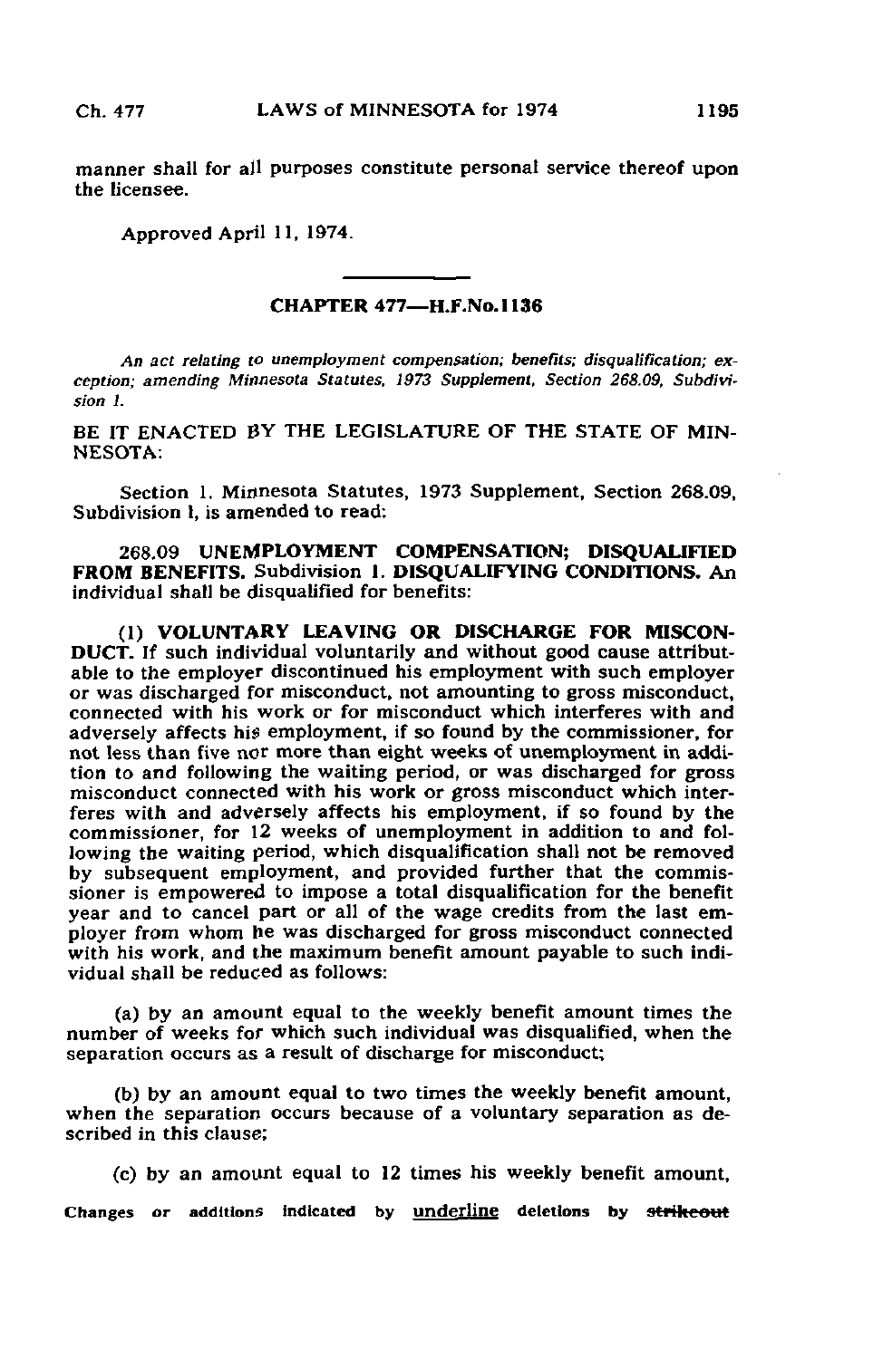manner shall for all purposes constitute personal service thereof upon the licensee.

Approved April 11, 1974.

## CHAPTER 477—H.F.No.1136

*An act relating to unemployment compensation; benefits; disqualification; exception; amending Minnesota Statutes, 1973 Supplement, Section 268.09, Subdivision 1.*

BE IT ENACTED BY THE LEGISLATURE OF THE STATE OF MINNESOTA:

Section 1. Minnesota Statutes, 1973 Supplement, Section 268.09, Subdivision 1, is amended to read:

268.09 **UNEMPLOYMENT COMPENSATION; DISQUALIFIED FROM BENEFITS.** Subdivision 1. **DISQUALIFYING CONDITIONS.** An individual shall be disqualified for benefits:

(1) **VOLUNTARY LEAVING OR DISCHARGE FOR MISCONDUCT.** If such individual voluntarily and without good cause attributable to the employer discontinued his employment with such employer or was discharged for misconduct, not amounting to gross misconduct, connected with his work or for misconduct which interferes with and adversely affects his employment, if so found by the commissioner, for not less than five nor more than eight weeks of unemployment in addition to and following the waiting period, or was discharged for gross misconduct connected with his work or gross misconduct which interferes with and adversely affects his employment, if so found by the commissioner, for 12 weeks of unemployment in addition to and following the waiting period, which disqualification shall not be removed by subsequent employment, and provided further that the commissioner is empowered to impose a total disqualification for the benefit year and to cancel part or all of the wage credits from the last employer from whom he was discharged for gross misconduct connected with his work, and the maximum benefit amount payable to such individual shall be reduced as follows:

(a) by an amount equal to the weekly benefit amount times the number of weeks for which such individual was disqualified, when the separation occurs as a result of discharge for misconduct;

(b) by an amount equal to two times the weekly benefit amount, when the separation occurs because of a voluntary separation as described in this clause;

(c) by an amount equal to 12 times his weekly benefit amount,

Changes or additions indicated by underline deletions by ~~strikeout~~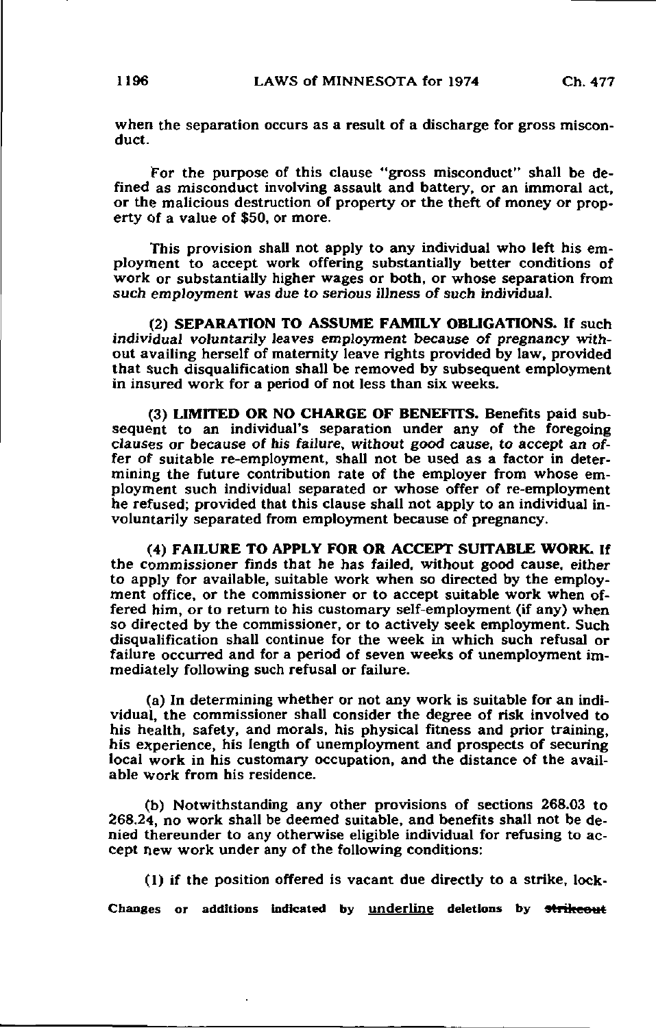when the separation occurs as a result of a discharge for gross misconduct.

For the purpose of this clause "gross misconduct" shall be defined as misconduct involving assault and battery, or an immoral act, or the malicious destruction of property or the theft of money or property of a value of $50, or more.

This provision shall not apply to any individual who left his employment to accept work offering substantially better conditions of work or substantially higher wages or both, or whose separation from *such employment was due to serious illness of such individual.*

(2) **SEPARATION TO ASSUME FAMILY OBLIGATIONS.** If such *individual voluntarily leaves employment because of pregnancy* without availing herself of maternity leave rights provided by law, provided that such disqualification shall be removed by subsequent employment in insured work for a period of not less than six weeks.

(3) **LIMITED OR NO CHARGE OF BENEFITS.** Benefits paid subsequent to an individual's separation under any of the foregoing *clauses or because of his failure, without good cause, to accept an offer of suitable re-employment,* shall not be used as a factor in determining the future contribution rate of the employer from whose employment such individual separated *or whose offer of re-employment he refused;* provided that this clause shall not apply to an individual involuntarily separated from employment because of pregnancy.

(4) **FAILURE TO APPLY FOR OR ACCEPT SUITABLE WORK.** If the commissioner finds that he has failed, without good cause, either to apply for available, suitable work when so directed by the employment office, or the commissioner or to accept suitable work when offered him, or to return to his customary self-employment (if any) when so directed by the commissioner, or to actively seek employment. Such disqualification shall continue for the week in which such refusal or failure occurred and for a period of seven weeks of unemployment immediately following such refusal or failure.

(a) In determining whether or not any work is suitable for an individual, the commissioner shall consider the degree of risk involved to his health, safety, and morals, his physical fitness and prior training, his experience, his length of unemployment and prospects of securing local work in his customary occupation, and the distance of the available work from his residence.

(b) Notwithstanding any other provisions of sections 268.03 to 268.24, no work shall be deemed suitable, and benefits shall not be denied thereunder to any otherwise eligible individual for refusing to accept new work under any of the following conditions:

(1) if the position offered is vacant due directly to a strike, lock-

Changes or additions indicated by underline deletions by ~~strikeout~~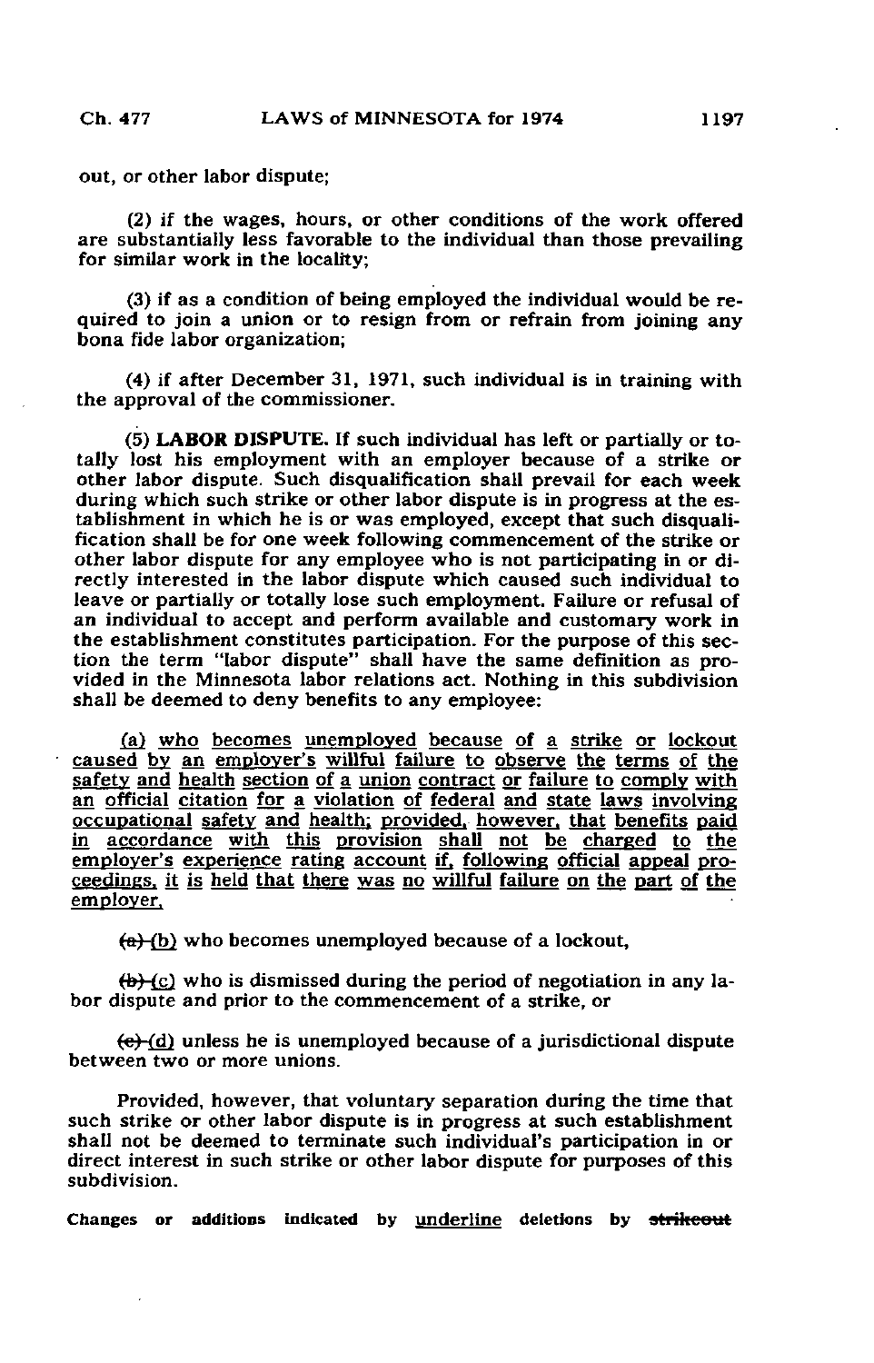out, or other labor dispute;

(2) if the wages, hours, or other conditions of the work offered are substantially less favorable to the individual than those prevailing for similar work in the locality;

(3) if as a condition of being employed the individual would be required to join a union or to resign from or refrain from joining any bona fide labor organization;

(4) if after December 31, 1971, such individual is in training with the approval of the commissioner.

(5) **LABOR DISPUTE.** If such individual has left or partially or totally lost his employment with an employer because of a strike or other labor dispute. Such disqualification shall prevail for each week during which such strike or other labor dispute is in progress at the establishment in which he is or was employed, except that such disqualification shall be for one week following commencement of the strike or other labor dispute for any employee who is not participating in or directly interested in the labor dispute which caused such individual to leave or partially or totally lose such employment. Failure or refusal of an individual to accept and perform available and customary work in the establishment constitutes participation. For the purpose of this section the term "labor dispute" shall have the same definition as provided in the Minnesota labor relations act. Nothing in this subdivision shall be deemed to deny benefits to any employee:

<u>(a) who becomes unemployed because of a strike or lockout caused by an employer's willful failure to observe the terms of the safety and health section of a union contract or failure to comply with an official citation for a violation of federal and state laws involving occupational safety and health; provided, however, that benefits paid in accordance with this provision shall not be charged to the employer's experience rating account if, following official appeal proceedings, it is held that there was no willful failure on the part of the employer,</u>

~~(a)~~ <u>(b)</u> who becomes unemployed because of a lockout,

~~(b)~~ <u>(c)</u> who is dismissed during the period of negotiation in any labor dispute and prior to the commencement of a strike, or

~~(c)~~ <u>(d)</u> unless he is unemployed because of a jurisdictional dispute between two or more unions.

Provided, however, that voluntary separation during the time that such strike or other labor dispute is in progress at such establishment shall not be deemed to terminate such individual's participation in or direct interest in such strike or other labor dispute for purposes of this subdivision.

Changes or additions indicated by <u>underline</u> deletions by ~~strikeout~~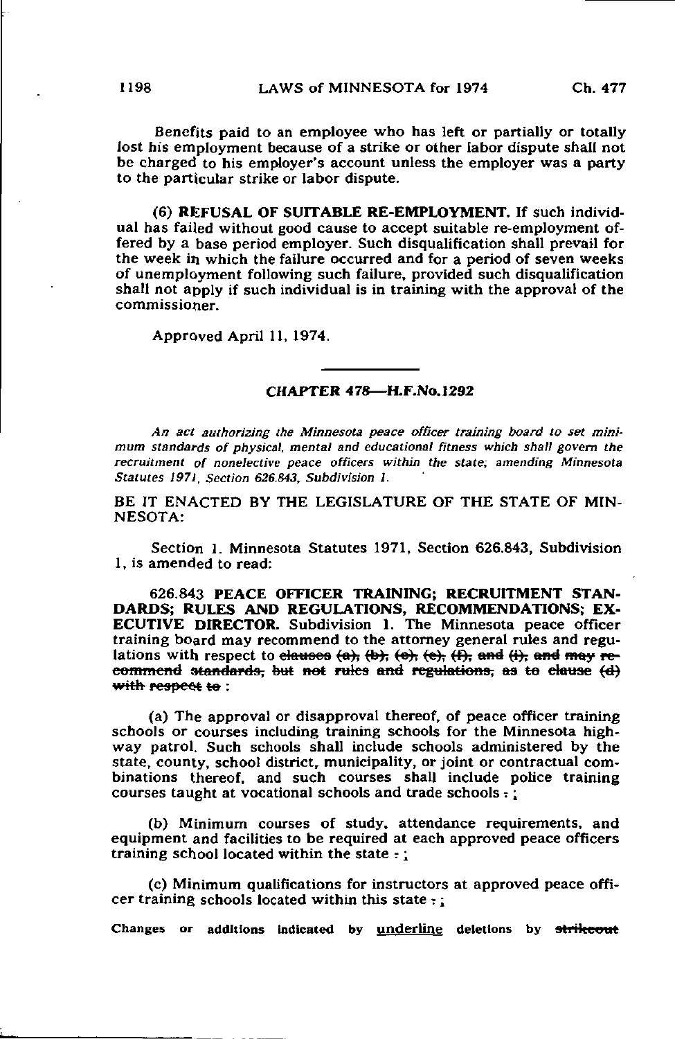Benefits paid to an employee who has left or partially or totally lost his employment because of a strike or other labor dispute shall not be charged to his employer's account unless the employer was a party to the particular strike or labor dispute.

(6) **REFUSAL OF SUITABLE RE-EMPLOYMENT.** If such individual has failed without good cause to accept suitable re-employment offered by a base period employer. Such disqualification shall prevail for the week in which the failure occurred and for a period of seven weeks of unemployment following such failure, provided such disqualification shall not apply if such individual is in training with the approval of the commissioner.

Approved April 11, 1974.

---

## CHAPTER 478—H.F.No.1292

*An act authorizing the Minnesota peace officer training board to set minimum standards of physical, mental and educational fitness which shall govern the recruitment of nonelective peace officers within the state; amending Minnesota Statutes 1971, Section 626.843, Subdivision 1.*

BE IT ENACTED BY THE LEGISLATURE OF THE STATE OF MINNESOTA:

Section 1. Minnesota Statutes 1971, Section 626.843, Subdivision 1, is amended to read:

626.843 **PEACE OFFICER TRAINING; RECRUITMENT STANDARDS; RULES AND REGULATIONS, RECOMMENDATIONS; EXECUTIVE DIRECTOR.** Subdivision 1. The Minnesota peace officer training board may recommend to the attorney general rules and regulations with respect to ~~clauses (a), (b), (c), (e), (f), and (i), and may recommend standards, but not rules and regulations, as to clause (d) with respect to~~ :

(a) The approval or disapproval thereof, of peace officer training schools or courses including training schools for the Minnesota highway patrol. Such schools shall include schools administered by the state, county, school district, municipality, or joint or contractual combinations thereof, and such courses shall include police training courses taught at vocational schools and trade schools ~~.~~ ;

(b) Minimum courses of study, attendance requirements, and equipment and facilities to be required at each approved peace officers training school located within the state ~~.~~ ;

(c) Minimum qualifications for instructors at approved peace officer training schools located within this state ~~.~~ ;

Changes or additions indicated by <u>underline</u> deletions by ~~strikeout~~